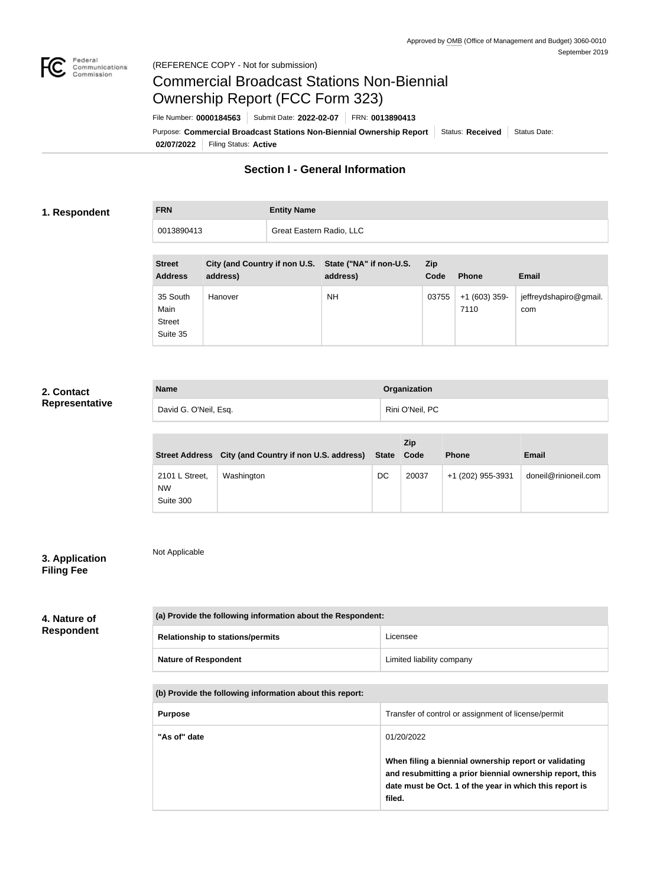Approved by OMB (Office of Management and Budget) 3060-0010
September 2019

(REFERENCE COPY - Not for submission)

# Commercial Broadcast Stations Non-Biennial Ownership Report (FCC Form 323)

File Number: **0000184563** | Submit Date: **2022-02-07** | FRN: **0013890413**

Purpose: **Commercial Broadcast Stations Non-Biennial Ownership Report** | Status: **Received** | Status Date: **02/07/2022** | Filing Status: **Active**

## Section I - General Information

### 1. Respondent

| FRN | Entity Name |
| --- | --- |
| 0013890413 | Great Eastern Radio, LLC |

| Street Address | City (and Country if non U.S. address) | State ("NA" if non-U.S. address) | Zip Code | Phone | Email |
| --- | --- | --- | --- | --- | --- |
| 35 South Main Street Suite 35 | Hanover | NH | 03755 | +1 (603) 359-7110 | jeffreydshapiro@gmail.com |

### 2. Contact Representative

| Name | Organization |
| --- | --- |
| David G. O'Neil, Esq. | Rini O'Neil, PC |

| Street Address | City (and Country if non U.S. address) | State | Zip Code | Phone | Email |
| --- | --- | --- | --- | --- | --- |
| 2101 L Street, NW Suite 300 | Washington | DC | 20037 | +1 (202) 955-3931 | doneil@rinioneil.com |

### 3. Application Filing Fee

Not Applicable

### 4. Nature of Respondent

| (a) Provide the following information about the Respondent: | |
| --- | --- |
| **Relationship to stations/permits** | Licensee |
| **Nature of Respondent** | Limited liability company |

| (b) Provide the following information about this report: | |
| --- | --- |
| **Purpose** | Transfer of control or assignment of license/permit |
| **"As of" date** | 01/20/2022<br><br>**When filing a biennial ownership report or validating and resubmitting a prior biennial ownership report, this date must be Oct. 1 of the year in which this report is filed.** |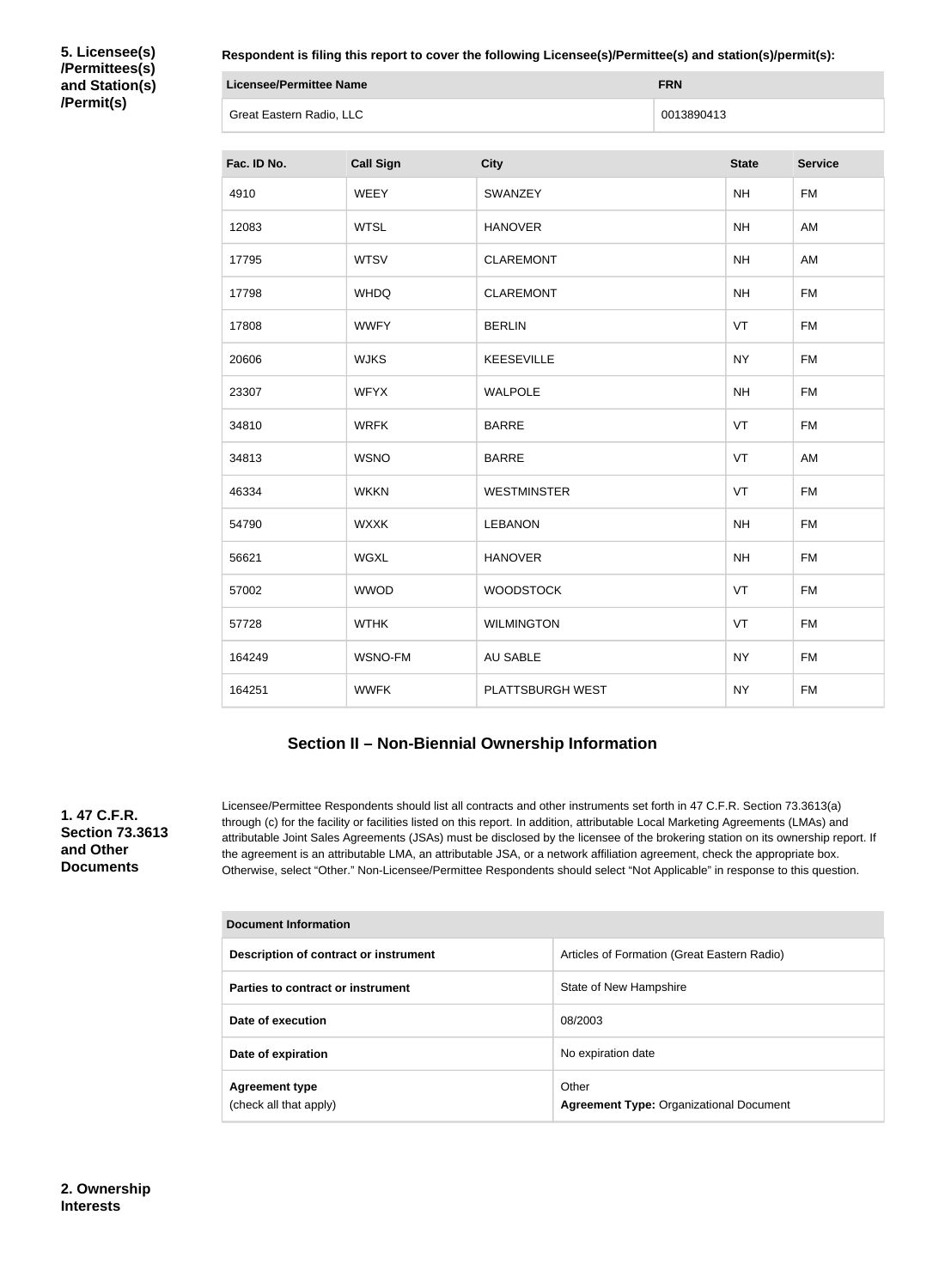**5. Licensee(s)/Permittees(s) and Station(s)/Permit(s)**

**Respondent is filing this report to cover the following Licensee(s)/Permittee(s) and station(s)/permit(s):**

| Licensee/Permittee Name | FRN |
|---|---|
| Great Eastern Radio, LLC | 0013890413 |

| Fac. ID No. | Call Sign | City | State | Service |
|---|---|---|---|---|
| 4910 | WEEY | SWANZEY | NH | FM |
| 12083 | WTSL | HANOVER | NH | AM |
| 17795 | WTSV | CLAREMONT | NH | AM |
| 17798 | WHDQ | CLAREMONT | NH | FM |
| 17808 | WWFY | BERLIN | VT | FM |
| 20606 | WJKS | KEESEVILLE | NY | FM |
| 23307 | WFYX | WALPOLE | NH | FM |
| 34810 | WRFK | BARRE | VT | FM |
| 34813 | WSNO | BARRE | VT | AM |
| 46334 | WKKN | WESTMINSTER | VT | FM |
| 54790 | WXXK | LEBANON | NH | FM |
| 56621 | WGXL | HANOVER | NH | FM |
| 57002 | WWOD | WOODSTOCK | VT | FM |
| 57728 | WTHK | WILMINGTON | VT | FM |
| 164249 | WSNO-FM | AU SABLE | NY | FM |
| 164251 | WWFK | PLATTSBURGH WEST | NY | FM |

## Section II – Non-Biennial Ownership Information

**1. 47 C.F.R. Section 73.3613 and Other Documents**

Licensee/Permittee Respondents should list all contracts and other instruments set forth in 47 C.F.R. Section 73.3613(a) through (c) for the facility or facilities listed on this report. In addition, attributable Local Marketing Agreements (LMAs) and attributable Joint Sales Agreements (JSAs) must be disclosed by the licensee of the brokering station on its ownership report. If the agreement is an attributable LMA, an attributable JSA, or a network affiliation agreement, check the appropriate box. Otherwise, select "Other." Non-Licensee/Permittee Respondents should select "Not Applicable" in response to this question.

| Document Information | |
|---|---|
| Description of contract or instrument | Articles of Formation (Great Eastern Radio) |
| Parties to contract or instrument | State of New Hampshire |
| Date of execution | 08/2003 |
| Date of expiration | No expiration date |
| Agreement type (check all that apply) | Other **Agreement Type:** Organizational Document |

**2. Ownership Interests**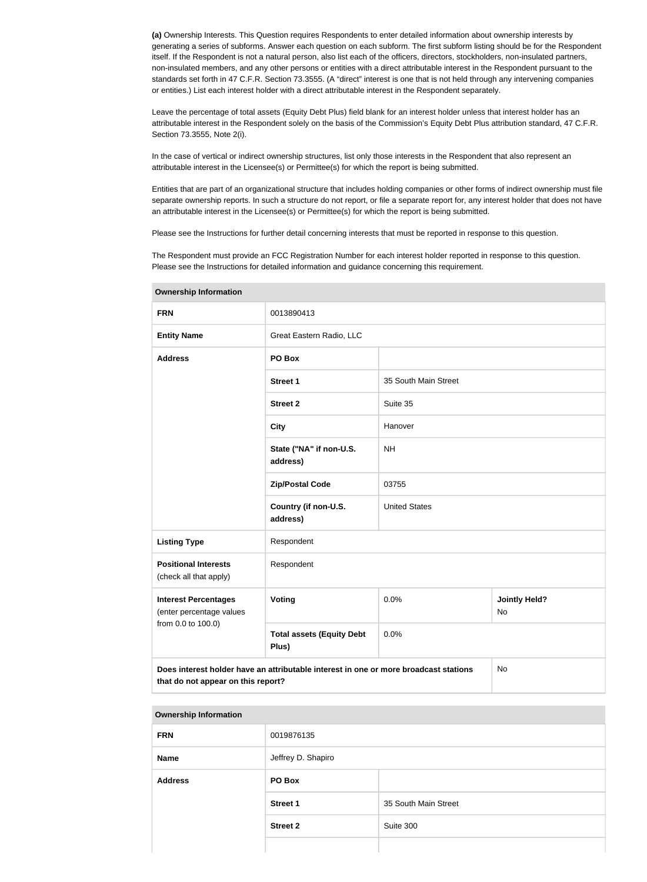**(a)** Ownership Interests. This Question requires Respondents to enter detailed information about ownership interests by generating a series of subforms. Answer each question on each subform. The first subform listing should be for the Respondent itself. If the Respondent is not a natural person, also list each of the officers, directors, stockholders, non-insulated partners, non-insulated members, and any other persons or entities with a direct attributable interest in the Respondent pursuant to the standards set forth in 47 C.F.R. Section 73.3555. (A "direct" interest is one that is not held through any intervening companies or entities.) List each interest holder with a direct attributable interest in the Respondent separately.

Leave the percentage of total assets (Equity Debt Plus) field blank for an interest holder unless that interest holder has an attributable interest in the Respondent solely on the basis of the Commission's Equity Debt Plus attribution standard, 47 C.F.R. Section 73.3555, Note 2(i).

In the case of vertical or indirect ownership structures, list only those interests in the Respondent that also represent an attributable interest in the Licensee(s) or Permittee(s) for which the report is being submitted.

Entities that are part of an organizational structure that includes holding companies or other forms of indirect ownership must file separate ownership reports. In such a structure do not report, or file a separate report for, any interest holder that does not have an attributable interest in the Licensee(s) or Permittee(s) for which the report is being submitted.

Please see the Instructions for further detail concerning interests that must be reported in response to this question.

The Respondent must provide an FCC Registration Number for each interest holder reported in response to this question. Please see the Instructions for detailed information and guidance concerning this requirement.

| Ownership Information | | | |
|---|---|---|---|
| **FRN** | 0013890413 | | |
| **Entity Name** | Great Eastern Radio, LLC | | |
| **Address** | **PO Box** | | |
| | **Street 1** | 35 South Main Street | |
| | **Street 2** | Suite 35 | |
| | **City** | Hanover | |
| | **State ("NA" if non-U.S. address)** | NH | |
| | **Zip/Postal Code** | 03755 | |
| | **Country (if non-U.S. address)** | United States | |
| **Listing Type** | Respondent | | |
| **Positional Interests** (check all that apply) | Respondent | | |
| **Interest Percentages** (enter percentage values from 0.0 to 100.0) | **Voting** | 0.0% | **Jointly Held?** No |
| | **Total assets (Equity Debt Plus)** | 0.0% | |
| **Does interest holder have an attributable interest in one or more broadcast stations that do not appear on this report?** | | | No |

| Ownership Information | | |
|---|---|---|
| **FRN** | 0019876135 | |
| **Name** | Jeffrey D. Shapiro | |
| **Address** | **PO Box** | |
| | **Street 1** | 35 South Main Street |
| | **Street 2** | Suite 300 |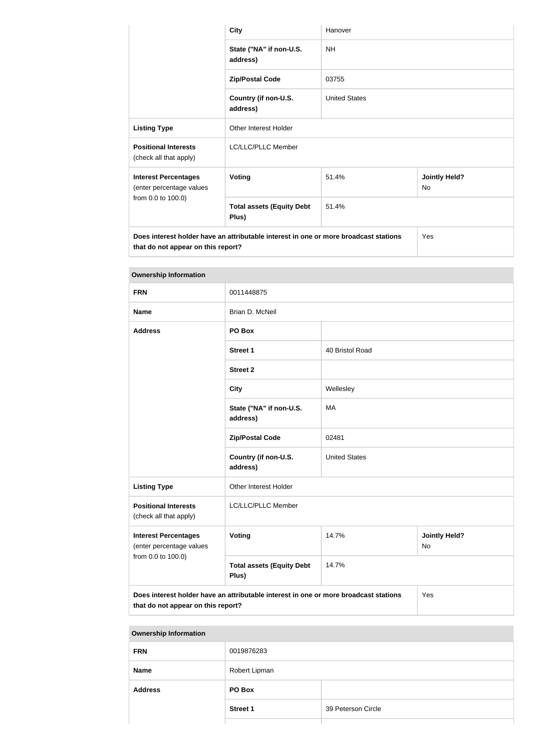| | City | Hanover | |
|---|---|---|---|
| | State ("NA" if non-U.S. address) | NH | |
| | Zip/Postal Code | 03755 | |
| | Country (if non-U.S. address) | United States | |
| **Listing Type** | Other Interest Holder | | |
| **Positional Interests** (check all that apply) | LC/LLC/PLLC Member | | |
| **Interest Percentages** (enter percentage values from 0.0 to 100.0) | **Voting** | 51.4% | **Jointly Held?** No |
| | **Total assets (Equity Debt Plus)** | 51.4% | |
| **Does interest holder have an attributable interest in one or more broadcast stations that do not appear on this report?** | | | Yes |

| Ownership Information | | | |
|---|---|---|---|
| **FRN** | 0011448875 | | |
| **Name** | Brian D. McNeil | | |
| **Address** | **PO Box** | | |
| | **Street 1** | 40 Bristol Road | |
| | **Street 2** | | |
| | **City** | Wellesley | |
| | **State ("NA" if non-U.S. address)** | MA | |
| | **Zip/Postal Code** | 02481 | |
| | **Country (if non-U.S. address)** | United States | |
| **Listing Type** | Other Interest Holder | | |
| **Positional Interests** (check all that apply) | LC/LLC/PLLC Member | | |
| **Interest Percentages** (enter percentage values from 0.0 to 100.0) | **Voting** | 14.7% | **Jointly Held?** No |
| | **Total assets (Equity Debt Plus)** | 14.7% | |
| **Does interest holder have an attributable interest in one or more broadcast stations that do not appear on this report?** | | | Yes |

| Ownership Information | | |
|---|---|---|
| **FRN** | 0019876283 | |
| **Name** | Robert Lipman | |
| **Address** | **PO Box** | |
| | **Street 1** | 39 Peterson Circle |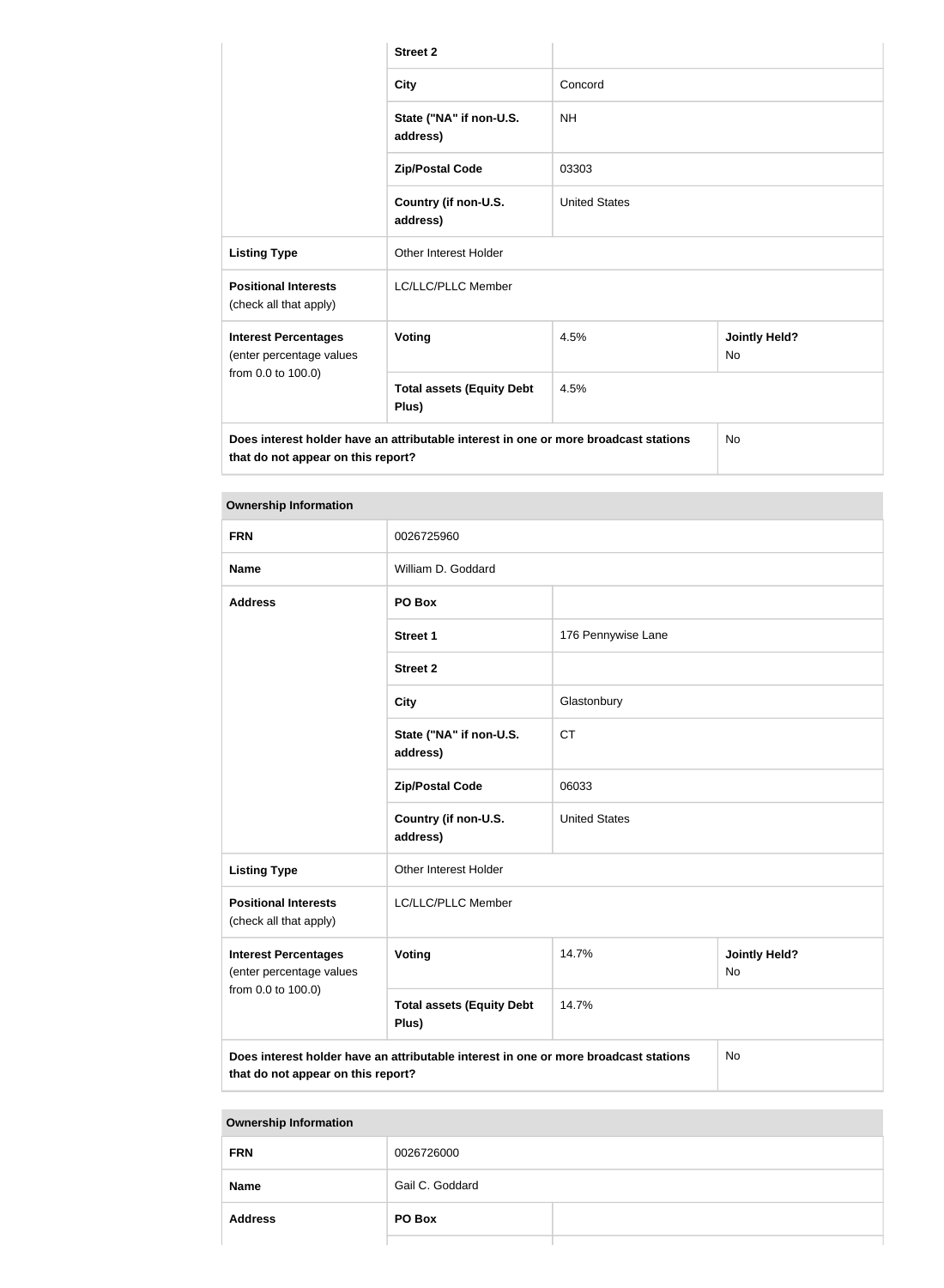| | | | |
|---|---|---|---|
| | **Street 2** | | |
| | **City** | Concord | |
| | **State ("NA" if non-U.S. address)** | NH | |
| | **Zip/Postal Code** | 03303 | |
| | **Country (if non-U.S. address)** | United States | |
| **Listing Type** | Other Interest Holder | | |
| **Positional Interests** (check all that apply) | LC/LLC/PLLC Member | | |
| **Interest Percentages** (enter percentage values from 0.0 to 100.0) | **Voting** | 4.5% | **Jointly Held?** No |
| | **Total assets (Equity Debt Plus)** | 4.5% | |
| **Does interest holder have an attributable interest in one or more broadcast stations that do not appear on this report?** | | | No |

| **Ownership Information** | | | |
|---|---|---|---|
| **FRN** | 0026725960 | | |
| **Name** | William D. Goddard | | |
| **Address** | **PO Box** | | |
| | **Street 1** | 176 Pennywise Lane | |
| | **Street 2** | | |
| | **City** | Glastonbury | |
| | **State ("NA" if non-U.S. address)** | CT | |
| | **Zip/Postal Code** | 06033 | |
| | **Country (if non-U.S. address)** | United States | |
| **Listing Type** | Other Interest Holder | | |
| **Positional Interests** (check all that apply) | LC/LLC/PLLC Member | | |
| **Interest Percentages** (enter percentage values from 0.0 to 100.0) | **Voting** | 14.7% | **Jointly Held?** No |
| | **Total assets (Equity Debt Plus)** | 14.7% | |
| **Does interest holder have an attributable interest in one or more broadcast stations that do not appear on this report?** | | | No |

| **Ownership Information** | | |
|---|---|---|
| **FRN** | 0026726000 | |
| **Name** | Gail C. Goddard | |
| **Address** | **PO Box** | |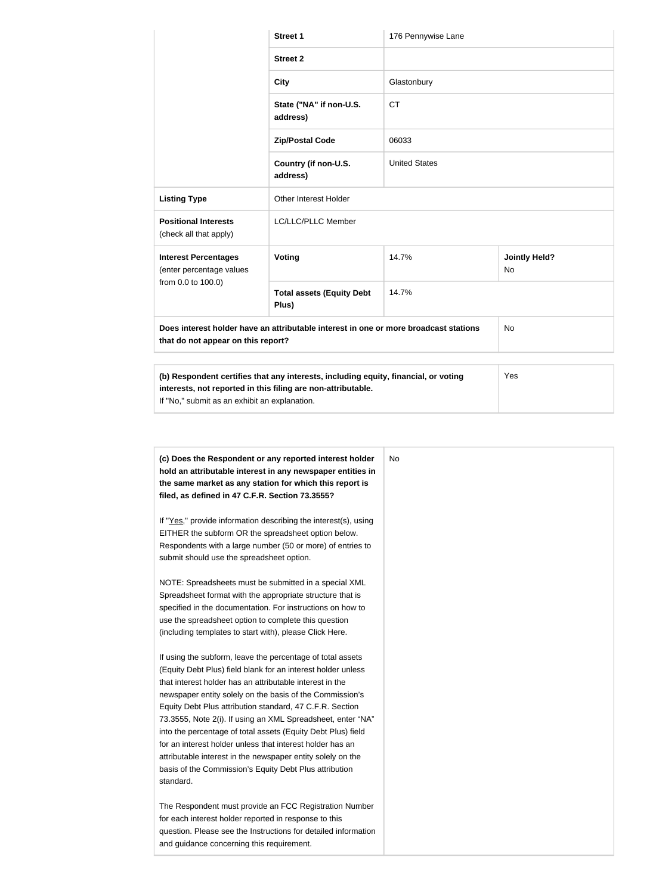| | | | |
|---|---|---|---|
| | **Street 1** | 176 Pennywise Lane | |
| | **Street 2** | | |
| | **City** | Glastonbury | |
| | **State ("NA" if non-U.S. address)** | CT | |
| | **Zip/Postal Code** | 06033 | |
| | **Country (if non-U.S. address)** | United States | |
| **Listing Type** | Other Interest Holder | | |
| **Positional Interests** (check all that apply) | LC/LLC/PLLC Member | | |
| **Interest Percentages** (enter percentage values from 0.0 to 100.0) | **Voting** | 14.7% | **Jointly Held?** No |
| | **Total assets (Equity Debt Plus)** | 14.7% | |
| **Does interest holder have an attributable interest in one or more broadcast stations that do not appear on this report?** | | | No |

| | |
|---|---|
| **(b) Respondent certifies that any interests, including equity, financial, or voting interests, not reported in this filing are non-attributable.** If "No," submit as an exhibit an explanation. | Yes |

| | |
|---|---|
| **(c) Does the Respondent or any reported interest holder hold an attributable interest in any newspaper entities in the same market as any station for which this report is filed, as defined in 47 C.F.R. Section 73.3555?**<br><br>If "Yes," provide information describing the interest(s), using EITHER the subform OR the spreadsheet option below. Respondents with a large number (50 or more) of entries to submit should use the spreadsheet option.<br><br>NOTE: Spreadsheets must be submitted in a special XML Spreadsheet format with the appropriate structure that is specified in the documentation. For instructions on how to use the spreadsheet option to complete this question (including templates to start with), please Click Here.<br><br>If using the subform, leave the percentage of total assets (Equity Debt Plus) field blank for an interest holder unless that interest holder has an attributable interest in the newspaper entity solely on the basis of the Commission's Equity Debt Plus attribution standard, 47 C.F.R. Section 73.3555, Note 2(i). If using an XML Spreadsheet, enter "NA" into the percentage of total assets (Equity Debt Plus) field for an interest holder unless that interest holder has an attributable interest in the newspaper entity solely on the basis of the Commission's Equity Debt Plus attribution standard.<br><br>The Respondent must provide an FCC Registration Number for each interest holder reported in response to this question. Please see the Instructions for detailed information and guidance concerning this requirement. | No |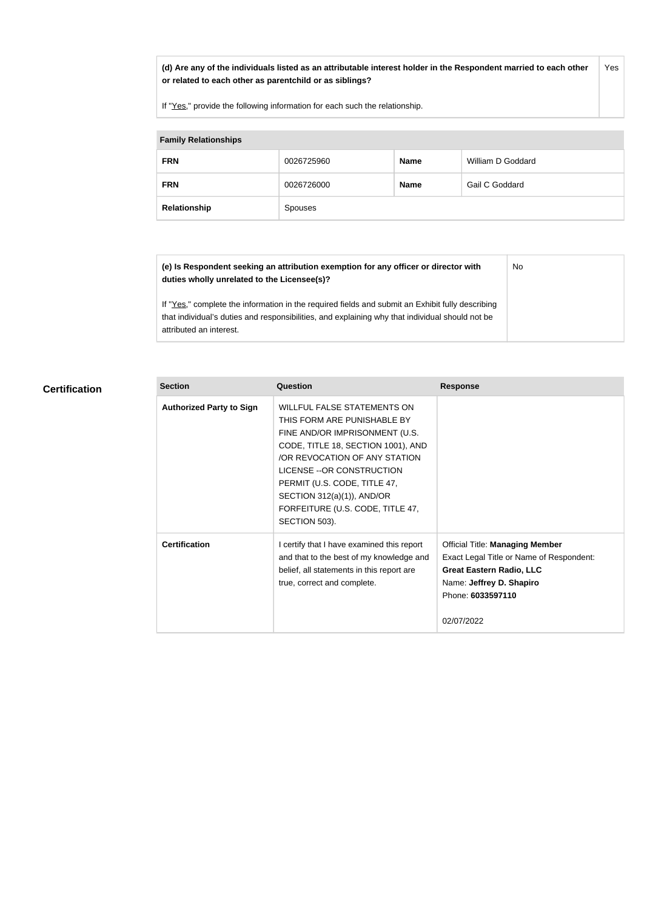| | |
|---|---|
| **(d) Are any of the individuals listed as an attributable interest holder in the Respondent married to each other or related to each other as parentchild or as siblings?**<br><br>If "Yes," provide the following information for each such the relationship. | Yes |

| Family Relationships | | | |
|---|---|---|---|
| **FRN** | 0026725960 | **Name** | William D Goddard |
| **FRN** | 0026726000 | **Name** | Gail C Goddard |
| **Relationship** | Spouses | | |

| | |
|---|---|
| **(e) Is Respondent seeking an attribution exemption for any officer or director with duties wholly unrelated to the Licensee(s)?**<br><br>If "Yes," complete the information in the required fields and submit an Exhibit fully describing that individual's duties and responsibilities, and explaining why that individual should not be attributed an interest. | No |

## Certification

| Section | Question | Response |
|---|---|---|
| **Authorized Party to Sign** | WILLFUL FALSE STATEMENTS ON THIS FORM ARE PUNISHABLE BY FINE AND/OR IMPRISONMENT (U.S. CODE, TITLE 18, SECTION 1001), AND /OR REVOCATION OF ANY STATION LICENSE --OR CONSTRUCTION PERMIT (U.S. CODE, TITLE 47, SECTION 312(a)(1)), AND/OR FORFEITURE (U.S. CODE, TITLE 47, SECTION 503). | |
| **Certification** | I certify that I have examined this report and that to the best of my knowledge and belief, all statements in this report are true, correct and complete. | Official Title: **Managing Member**<br>Exact Legal Title or Name of Respondent: **Great Eastern Radio, LLC**<br>Name: **Jeffrey D. Shapiro**<br>Phone: **6033597110**<br><br>02/07/2022 |